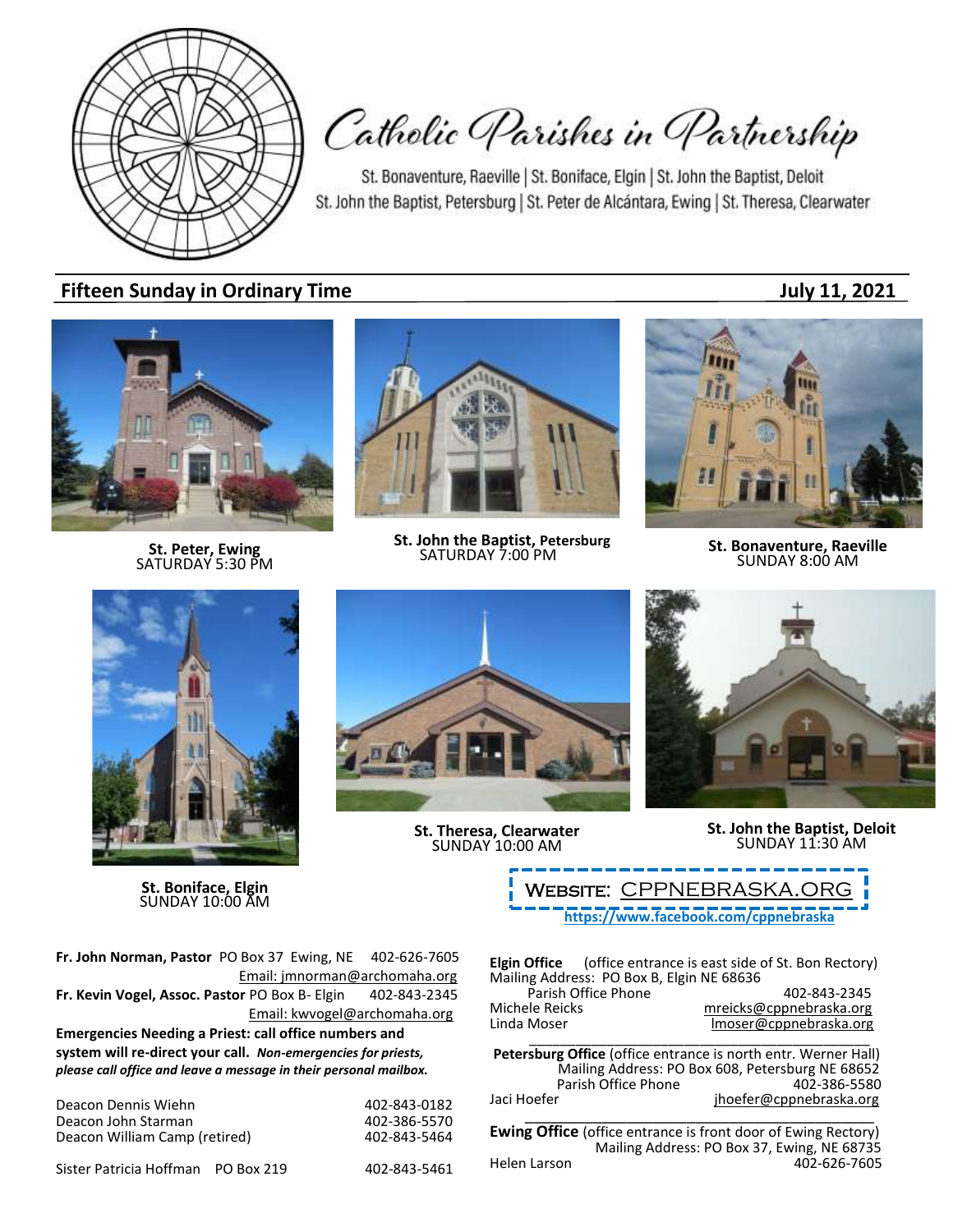# Catholic Parishes in Partnership

St. Bonaventure, Raeville | St. Boniface, Elgin | St. John the Baptist, Deloit
St. John the Baptist, Petersburg | St. Peter de Alcántara, Ewing | St. Theresa, Clearwater

## Fifteen Sunday in Ordinary Time — July 11, 2021

**St. Peter, Ewing**
SATURDAY 5:30 PM

**St. John the Baptist, Petersburg**
SATURDAY 7:00 PM

**St. Bonaventure, Raeville**
SUNDAY 8:00 AM

**St. Boniface, Elgin**
SUNDAY 10:00 AM

**St. Theresa, Clearwater**
SUNDAY 10:00 AM

**St. John the Baptist, Deloit**
SUNDAY 11:30 AM

Website: CPPNEBRASKA.ORG
https://www.facebook.com/cppnebraska

**Fr. John Norman, Pastor** PO Box 37 Ewing, NE 402-626-7605
Email: jmnorman@archomaha.org

**Fr. Kevin Vogel, Assoc. Pastor** PO Box B- Elgin 402-843-2345
Email: kwvogel@archomaha.org

**Emergencies Needing a Priest: call office numbers and system will re-direct your call.** ***Non-emergencies for priests, please call office and leave a message in their personal mailbox.***

| | |
|---|---|
| Deacon Dennis Wiehn | 402-843-0182 |
| Deacon John Starman | 402-386-5570 |
| Deacon William Camp (retired) | 402-843-5464 |
| Sister Patricia Hoffman PO Box 219 | 402-843-5461 |

**Elgin Office** (office entrance is east side of St. Bon Rectory)
Mailing Address: PO Box B, Elgin NE 68636
Parish Office Phone 402-843-2345
Michele Reicks mreicks@cppnebraska.org
Linda Moser lmoser@cppnebraska.org

**Petersburg Office** (office entrance is north entr. Werner Hall)
Mailing Address: PO Box 608, Petersburg NE 68652
Parish Office Phone 402-386-5580
Jaci Hoefer jhoefer@cppnebraska.org

**Ewing Office** (office entrance is front door of Ewing Rectory)
Mailing Address: PO Box 37, Ewing, NE 68735
Helen Larson 402-626-7605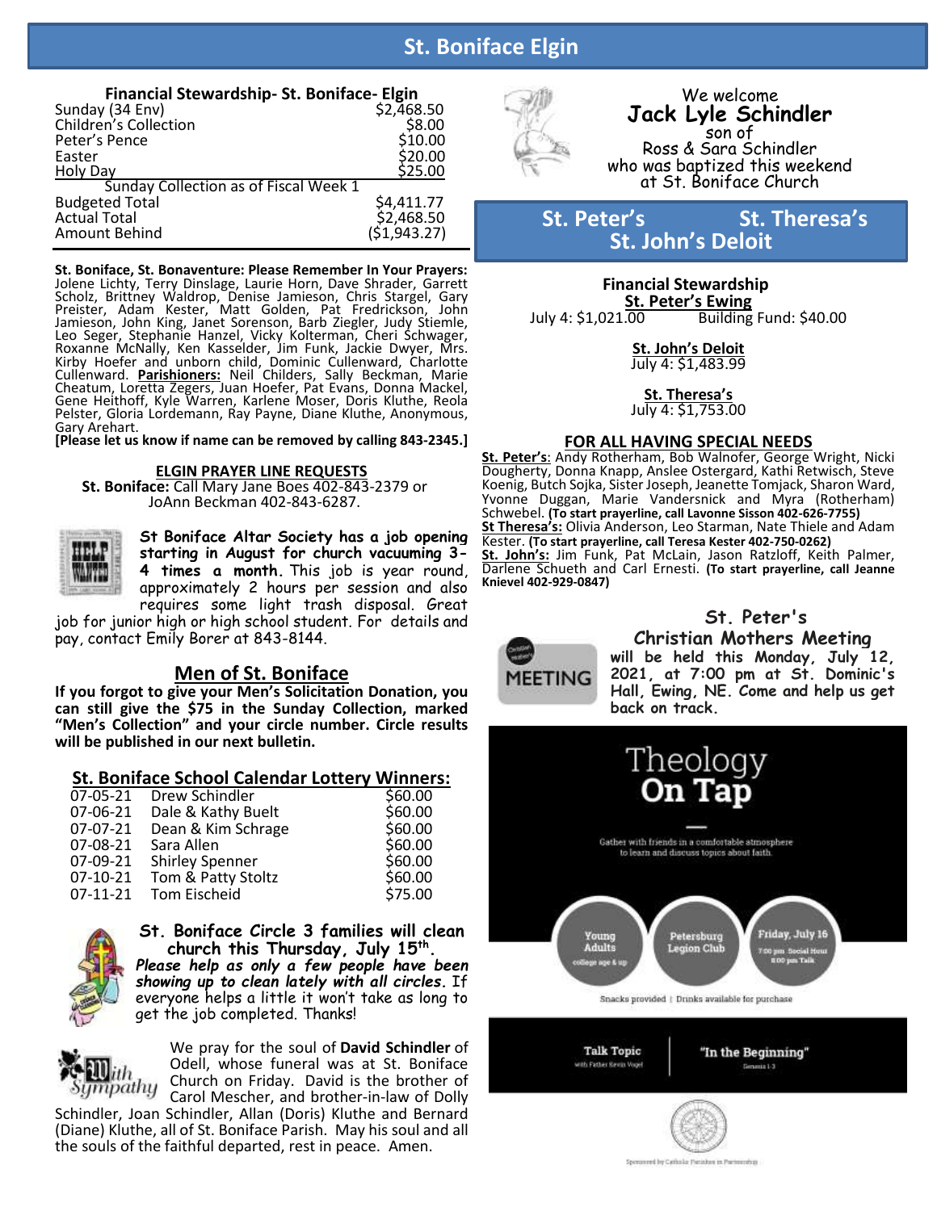# St. Boniface Elgin

## Financial Stewardship- St. Boniface- Elgin

| | |
|---|---|
| Sunday (34 Env) | $2,468.50 |
| Children's Collection | $8.00 |
| Peter's Pence | $10.00 |
| Easter | $20.00 |
| Holy Day | $25.00 |
| **Sunday Collection as of Fiscal Week 1** | |
| Budgeted Total | $4,411.77 |
| Actual Total | $2,468.50 |
| Amount Behind | ($1,943.27) |

**St. Boniface, St. Bonaventure: Please Remember In Your Prayers:** Jolene Lichty, Terry Dinslage, Laurie Horn, Dave Shrader, Garrett Scholz, Brittney Waldrop, Denise Jamieson, Chris Stargel, Gary Preister, Adam Kester, Matt Golden, Pat Fredrickson, John Jamieson, John King, Janet Sorenson, Barb Ziegler, Judy Stiemle, Leo Seger, Stephanie Hanzel, Vicky Kolterman, Cheri Schwager, Roxanne McNally, Ken Kasselder, Jim Funk, Jackie Dwyer, Mrs. Kirby Hoefer and unborn child, Dominic Cullenward, Charlotte Cullenward. **Parishioners:** Neil Childers, Sally Beckman, Marie Cheatum, Loretta Zegers, Juan Hoefer, Pat Evans, Donna Mackel, Gene Heithoff, Kyle Warren, Karlene Moser, Doris Kluthe, Reola Pelster, Gloria Lordemann, Ray Payne, Diane Kluthe, Anonymous, Gary Arehart.
**[Please let us know if name can be removed by calling 843-2345.]**

## ELGIN PRAYER LINE REQUESTS

**St. Boniface:** Call Mary Jane Boes 402-843-2379 or JoAnn Beckman 402-843-6287.

**St Boniface Altar Society has a job opening starting in August for church vacuuming 3-4 times a month.** This job is year round, approximately 2 hours per session and also requires some light trash disposal. Great job for junior high or high school student. For details and pay, contact Emily Borer at 843-8144.

## Men of St. Boniface

**If you forgot to give your Men's Solicitation Donation, you can still give the $75 in the Sunday Collection, marked "Men's Collection" and your circle number. Circle results will be published in our next bulletin.**

## St. Boniface School Calendar Lottery Winners:

| | | |
|---|---|---|
| 07-05-21 | Drew Schindler | $60.00 |
| 07-06-21 | Dale & Kathy Buelt | $60.00 |
| 07-07-21 | Dean & Kim Schrage | $60.00 |
| 07-08-21 | Sara Allen | $60.00 |
| 07-09-21 | Shirley Spenner | $60.00 |
| 07-10-21 | Tom & Patty Stoltz | $60.00 |
| 07-11-21 | Tom Eischeid | $75.00 |

**St. Boniface Circle 3 families will clean church this Thursday, July 15th.** ***Please help as only a few people have been showing up to clean lately with all circles.*** If everyone helps a little it won't take as long to get the job completed. Thanks!

We pray for the soul of **David Schindler** of Odell, whose funeral was at St. Boniface Church on Friday. David is the brother of Carol Mescher, and brother-in-law of Dolly Schindler, Joan Schindler, Allan (Doris) Kluthe and Bernard (Diane) Kluthe, all of St. Boniface Parish. May his soul and all the souls of the faithful departed, rest in peace. Amen.

We welcome
**Jack Lyle Schindler**
son of
Ross & Sara Schindler
who was baptized this weekend at St. Boniface Church

# St. Peter's St. Theresa's St. John's Deloit

## Financial Stewardship

**St. Peter's Ewing**
July 4: $1,021.00 Building Fund: $40.00

**St. John's Deloit**
July 4: $1,483.99

**St. Theresa's**
July 4: $1,753.00

## FOR ALL HAVING SPECIAL NEEDS

**St. Peter's**: Andy Rotherham, Bob Walnofer, George Wright, Nicki Dougherty, Donna Knapp, Anslee Ostergard, Kathi Retwisch, Steve Koenig, Butch Sojka, Sister Joseph, Jeanette Tomjack, Sharon Ward, Yvonne Duggan, Marie Vandersnick and Myra (Rotherham) Schwebel. **(To start prayerline, call Lavonne Sisson 402-626-7755)**
**St Theresa's:** Olivia Anderson, Leo Starman, Nate Thiele and Adam Kester. **(To start prayerline, call Teresa Kester 402-750-0262)**
**St. John's:** Jim Funk, Pat McLain, Jason Ratzloff, Keith Palmer, Darlene Schueth and Carl Ernesti. **(To start prayerline, call Jeanne Knievel 402-929-0847)**

## St. Peter's Christian Mothers Meeting

**will be held this Monday, July 12, 2021, at 7:00 pm at St. Dominic's Hall, Ewing, NE. Come and help us get back on track.**

## Theology On Tap

Gather with friends in a comfortable atmosphere to learn and discuss topics about faith.

Young Adults (college age & up) | Petersburg Legion Club | Friday, July 16 — 7:00 pm Social Hour, 8:00 pm Talk

Snacks provided | Drinks available for purchase

Talk Topic with Father Kevin Vogel: "In the Beginning" Genesis 1-3

Sponsored by Catholic Parishes in Partnership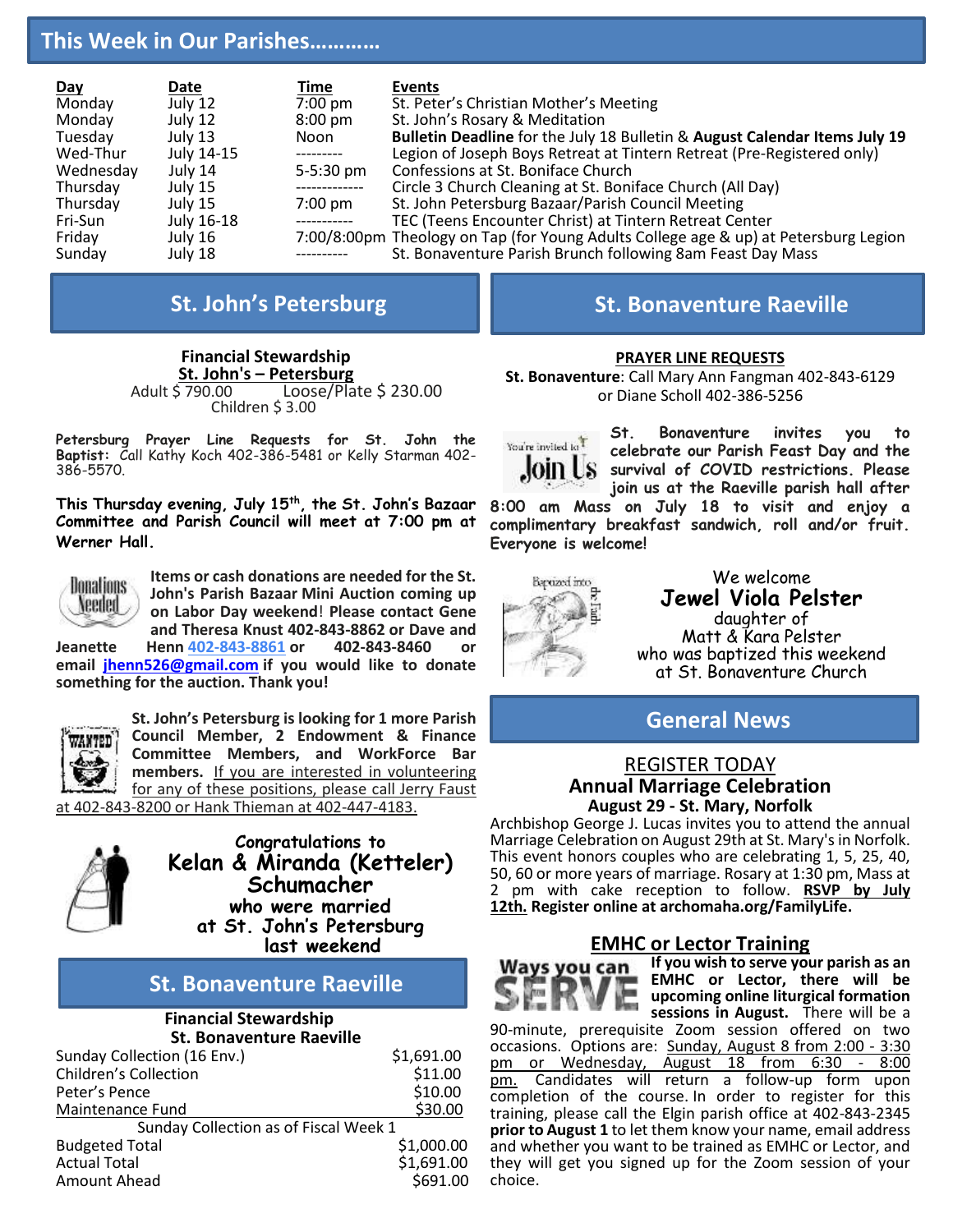## This Week in Our Parishes…………

| Day | Date | Time | Events |
|---|---|---|---|
| Monday | July 12 | 7:00 pm | St. Peter's Christian Mother's Meeting |
| Monday | July 12 | 8:00 pm | St. John's Rosary & Meditation |
| Tuesday | July 13 | Noon | **Bulletin Deadline** for the July 18 Bulletin & **August Calendar Items July 19** |
| Wed-Thur | July 14-15 | --------- | Legion of Joseph Boys Retreat at Tintern Retreat (Pre-Registered only) |
| Wednesday | July 14 | 5-5:30 pm | Confessions at St. Boniface Church |
| Thursday | July 15 | ------------- | Circle 3 Church Cleaning at St. Boniface Church (All Day) |
| Thursday | July 15 | 7:00 pm | St. John Petersburg Bazaar/Parish Council Meeting |
| Fri-Sun | July 16-18 | ----------- | TEC (Teens Encounter Christ) at Tintern Retreat Center |
| Friday | July 16 | 7:00/8:00pm | Theology on Tap (for Young Adults College age & up) at Petersburg Legion |
| Sunday | July 18 | ---------- | St. Bonaventure Parish Brunch following 8am Feast Day Mass |

## St. John's Petersburg

**Financial Stewardship**
**St. John's – Petersburg**

Adult $ 790.00 Loose/Plate $ 230.00
Children $ 3.00

**Petersburg Prayer Line Requests for St. John the Baptist:** Call Kathy Koch 402-386-5481 or Kelly Starman 402-386-5570.

**This Thursday evening, July 15th, the St. John's Bazaar Committee and Parish Council will meet at 7:00 pm at Werner Hall.**

**Items or cash donations are needed for the St. John's Parish Bazaar Mini Auction coming up on Labor Day weekend! Please contact Gene and Theresa Knust 402-843-8862 or Dave and Jeanette Henn 402-843-8861 or 402-843-8460 or email jhenn526@gmail.com if you would like to donate something for the auction. Thank you!**

**St. John's Petersburg is looking for 1 more Parish Council Member, 2 Endowment & Finance Committee Members, and WorkForce Bar members.** If you are interested in volunteering for any of these positions, please call Jerry Faust at 402-843-8200 or Hank Thieman at 402-447-4183.

**Congratulations to**
**Kelan & Miranda (Ketteler) Schumacher**
**who were married**
**at St. John's Petersburg**
**last weekend**

## St. Bonaventure Raeville

**Financial Stewardship**
**St. Bonaventure Raeville**

| | |
|---|---|
| Sunday Collection (16 Env.) | $1,691.00 |
| Children's Collection | $11.00 |
| Peter's Pence | $10.00 |
| Maintenance Fund | $30.00 |
| Sunday Collection as of Fiscal Week 1 | |
| Budgeted Total | $1,000.00 |
| Actual Total | $1,691.00 |
| Amount Ahead | $691.00 |

## St. Bonaventure Raeville

**PRAYER LINE REQUESTS**

**St. Bonaventure**: Call Mary Ann Fangman 402-843-6129 or Diane Scholl 402-386-5256

**St. Bonaventure invites you to celebrate our Parish Feast Day and the survival of COVID restrictions. Please join us at the Raeville parish hall after 8:00 am Mass on July 18 to visit and enjoy a complimentary breakfast sandwich, roll and/or fruit. Everyone is welcome!**

We welcome
**Jewel Viola Pelster**
daughter of
Matt & Kara Pelster
who was baptized this weekend
at St. Bonaventure Church

## General News

### REGISTER TODAY
### Annual Marriage Celebration
**August 29 - St. Mary, Norfolk**

Archbishop George J. Lucas invites you to attend the annual Marriage Celebration on August 29th at St. Mary's in Norfolk. This event honors couples who are celebrating 1, 5, 25, 40, 50, 60 or more years of marriage. Rosary at 1:30 pm, Mass at 2 pm with cake reception to follow. **RSVP by July 12th. Register online at archomaha.org/FamilyLife.**

### EMHC or Lector Training

**If you wish to serve your parish as an EMHC or Lector, there will be upcoming online liturgical formation sessions in August.** There will be a 90-minute, prerequisite Zoom session offered on two occasions. Options are: Sunday, August 8 from 2:00 - 3:30 pm or Wednesday, August 18 from 6:30 - 8:00 pm. Candidates will return a follow-up form upon completion of the course. In order to register for this training, please call the Elgin parish office at 402-843-2345 **prior to August 1** to let them know your name, email address and whether you want to be trained as EMHC or Lector, and they will get you signed up for the Zoom session of your choice.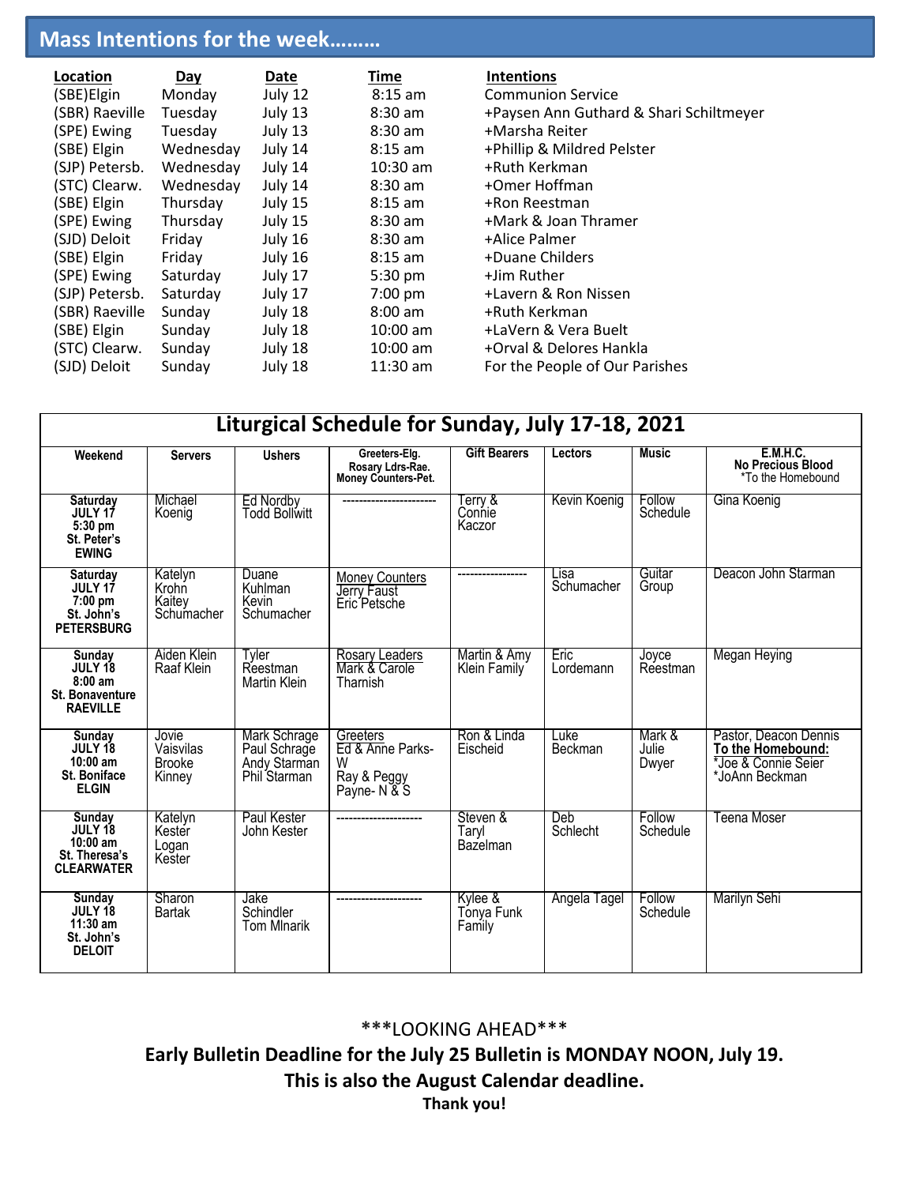## Mass Intentions for the week………

| Location | Day | Date | Time | Intentions |
|---|---|---|---|---|
| (SBE)Elgin | Monday | July 12 | 8:15 am | Communion Service |
| (SBR) Raeville | Tuesday | July 13 | 8:30 am | +Paysen Ann Guthard & Shari Schiltmeyer |
| (SPE) Ewing | Tuesday | July 13 | 8:30 am | +Marsha Reiter |
| (SBE) Elgin | Wednesday | July 14 | 8:15 am | +Phillip & Mildred Pelster |
| (SJP) Petersb. | Wednesday | July 14 | 10:30 am | +Ruth Kerkman |
| (STC) Clearw. | Wednesday | July 14 | 8:30 am | +Omer Hoffman |
| (SBE) Elgin | Thursday | July 15 | 8:15 am | +Ron Reestman |
| (SPE) Ewing | Thursday | July 15 | 8:30 am | +Mark & Joan Thramer |
| (SJD) Deloit | Friday | July 16 | 8:30 am | +Alice Palmer |
| (SBE) Elgin | Friday | July 16 | 8:15 am | +Duane Childers |
| (SPE) Ewing | Saturday | July 17 | 5:30 pm | +Jim Ruther |
| (SJP) Petersb. | Saturday | July 17 | 7:00 pm | +Lavern & Ron Nissen |
| (SBR) Raeville | Sunday | July 18 | 8:00 am | +Ruth Kerkman |
| (SBE) Elgin | Sunday | July 18 | 10:00 am | +LaVern & Vera Buelt |
| (STC) Clearw. | Sunday | July 18 | 10:00 am | +Orval & Delores Hankla |
| (SJD) Deloit | Sunday | July 18 | 11:30 am | For the People of Our Parishes |

## Liturgical Schedule for Sunday, July 17-18, 2021

| Weekend | Servers | Ushers | Greeters-Elg. Rosary Ldrs-Rae. Money Counters-Pet. | Gift Bearers | Lectors | Music | E.M.H.C. No Precious Blood *To the Homebound |
|---|---|---|---|---|---|---|---|
| **Saturday JULY 17 5:30 pm St. Peter's EWING** | Michael Koenig | Ed Nordby Todd Bollwitt | ----------------------- | Terry & Connie Kaczor | Kevin Koenig | Follow Schedule | Gina Koenig |
| **Saturday JULY 17 7:00 pm St. John's PETERSBURG** | Katelyn Krohn Kaitey Schumacher | Duane Kuhlman Kevin Schumacher | Money Counters Jerry Faust Eric Petsche | ----------------- | Lisa Schumacher | Guitar Group | Deacon John Starman |
| **Sunday JULY 18 8:00 am St. Bonaventure RAEVILLE** | Aiden Klein Raaf Klein | Tyler Reestman Martin Klein | Rosary Leaders Mark & Carole Tharnish | Martin & Amy Klein Family | Eric Lordemann | Joyce Reestman | Megan Heying |
| **Sunday JULY 18 10:00 am St. Boniface ELGIN** | Jovie Vaisvilas Brooke Kinney | Mark Schrage Paul Schrage Andy Starman Phil Starman | Greeters Ed & Anne Parks-W Ray & Peggy Payne- N & S | Ron & Linda Eischeid | Luke Beckman | Mark & Julie Dwyer | Pastor, Deacon Dennis **To the Homebound:** *Joe & Connie Seier *JoAnn Beckman |
| **Sunday JULY 18 10:00 am St. Theresa's CLEARWATER** | Katelyn Kester Logan Kester | Paul Kester John Kester | --------------------- | Steven & Taryl Bazelman | Deb Schlecht | Follow Schedule | Teena Moser |
| **Sunday JULY 18 11:30 am St. John's DELOIT** | Sharon Bartak | Jake Schindler Tom Mlnarik | --------------------- | Kylee & Tonya Funk Family | Angela Tagel | Follow Schedule | Marilyn Sehi |

***LOOKING AHEAD***

**Early Bulletin Deadline for the July 25 Bulletin is MONDAY NOON, July 19.**

**This is also the August Calendar deadline.**

**Thank you!**